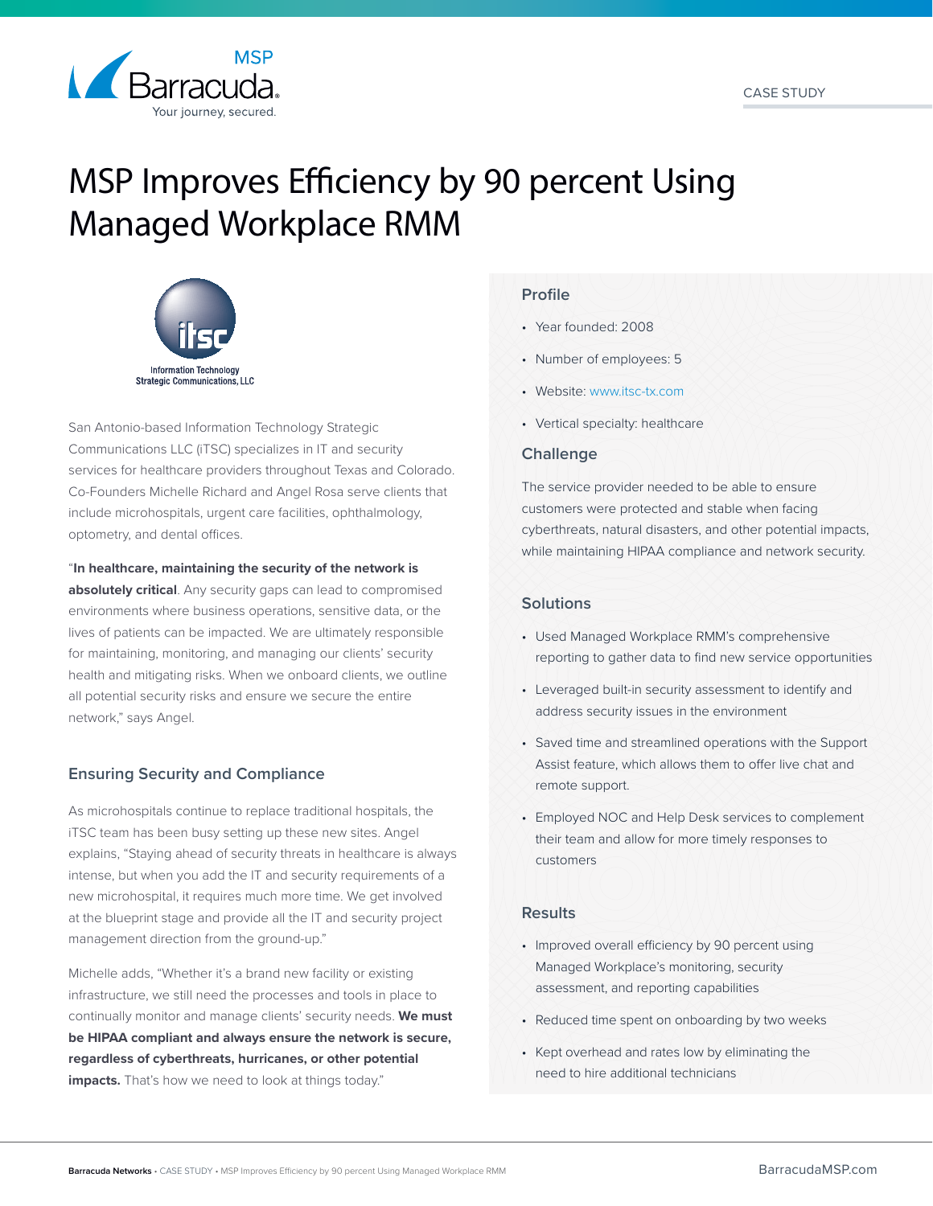CASE STUDY

# MSP Improves Efficiency by 90 percent Using Managed Workplace RMM

San Antonio-based Information Technology Strategic Communications LLC (iTSC) specializes in IT and security services for healthcare providers throughout Texas and Colorado. Co-Founders Michelle Richard and Angel Rosa serve clients that include microhospitals, urgent care facilities, ophthalmology, optometry, and dental offices.

"**In healthcare, maintaining the security of the network is absolutely critical**. Any security gaps can lead to compromised environments where business operations, sensitive data, or the lives of patients can be impacted. We are ultimately responsible for maintaining, monitoring, and managing our clients' security health and mitigating risks. When we onboard clients, we outline all potential security risks and ensure we secure the entire network," says Angel.

## Ensuring Security and Compliance

As microhospitals continue to replace traditional hospitals, the iTSC team has been busy setting up these new sites. Angel explains, "Staying ahead of security threats in healthcare is always intense, but when you add the IT and security requirements of a new microhospital, it requires much more time. We get involved at the blueprint stage and provide all the IT and security project management direction from the ground-up."

Michelle adds, "Whether it's a brand new facility or existing infrastructure, we still need the processes and tools in place to continually monitor and manage clients' security needs. **We must be HIPAA compliant and always ensure the network is secure, regardless of cyberthreats, hurricanes, or other potential impacts.** That's how we need to look at things today."

## Profile

- Year founded: 2008
- Number of employees: 5
- Website: www.itsc-tx.com
- Vertical specialty: healthcare

## Challenge

The service provider needed to be able to ensure customers were protected and stable when facing cyberthreats, natural disasters, and other potential impacts, while maintaining HIPAA compliance and network security.

## Solutions

- Used Managed Workplace RMM's comprehensive reporting to gather data to find new service opportunities
- Leveraged built-in security assessment to identify and address security issues in the environment
- Saved time and streamlined operations with the Support Assist feature, which allows them to offer live chat and remote support.
- Employed NOC and Help Desk services to complement their team and allow for more timely responses to customers

## Results

- Improved overall efficiency by 90 percent using Managed Workplace's monitoring, security assessment, and reporting capabilities
- Reduced time spent on onboarding by two weeks
- Kept overhead and rates low by eliminating the need to hire additional technicians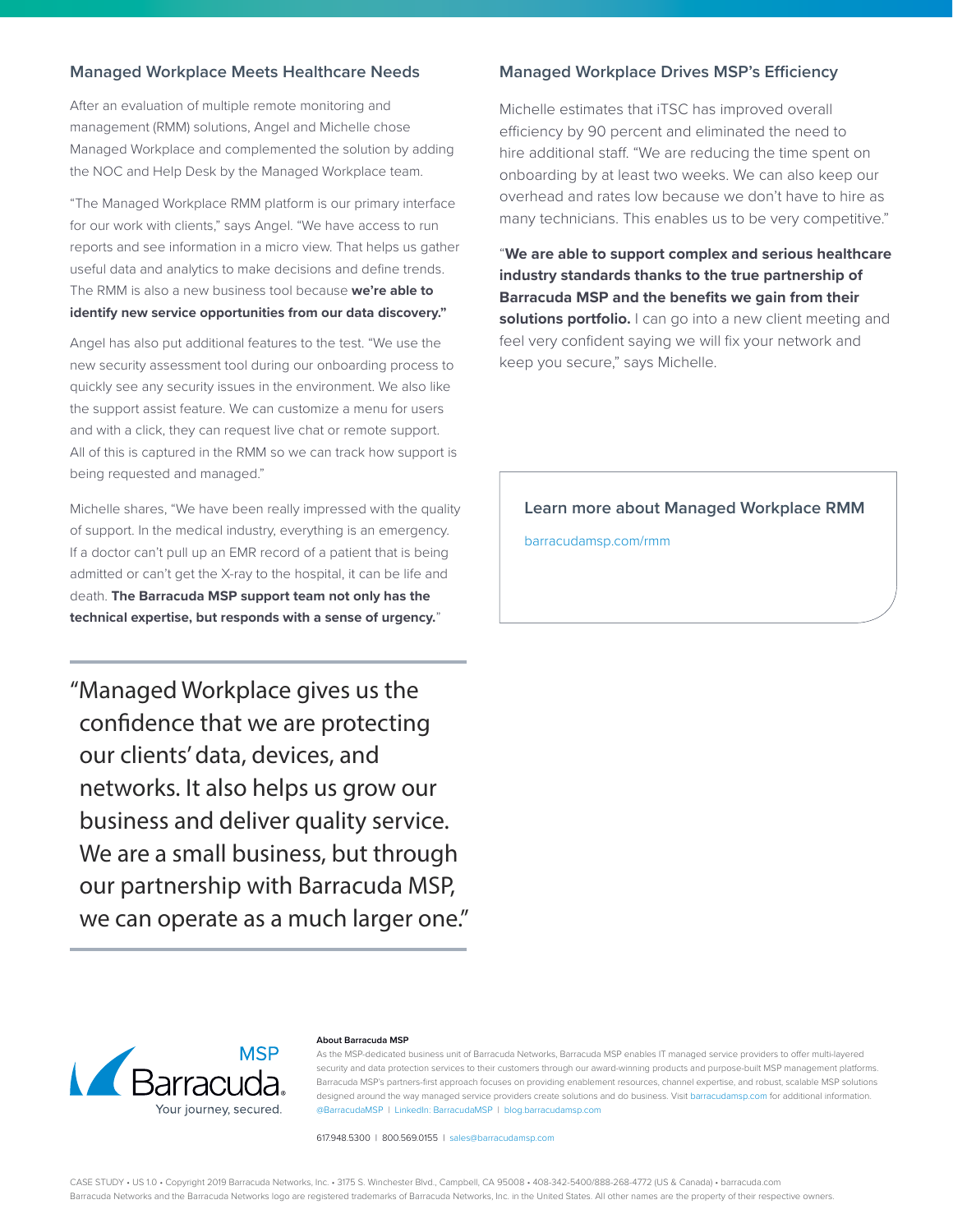## Managed Workplace Meets Healthcare Needs

After an evaluation of multiple remote monitoring and management (RMM) solutions, Angel and Michelle chose Managed Workplace and complemented the solution by adding the NOC and Help Desk by the Managed Workplace team.

"The Managed Workplace RMM platform is our primary interface for our work with clients," says Angel. "We have access to run reports and see information in a micro view. That helps us gather useful data and analytics to make decisions and define trends. The RMM is also a new business tool because **we're able to identify new service opportunities from our data discovery."**

Angel has also put additional features to the test. "We use the new security assessment tool during our onboarding process to quickly see any security issues in the environment. We also like the support assist feature. We can customize a menu for users and with a click, they can request live chat or remote support. All of this is captured in the RMM so we can track how support is being requested and managed."

Michelle shares, "We have been really impressed with the quality of support. In the medical industry, everything is an emergency. If a doctor can't pull up an EMR record of a patient that is being admitted or can't get the X-ray to the hospital, it can be life and death. **The Barracuda MSP support team not only has the technical expertise, but responds with a sense of urgency.**"

> "Managed Workplace gives us the confidence that we are protecting our clients' data, devices, and networks. It also helps us grow our business and deliver quality service. We are a small business, but through our partnership with Barracuda MSP, we can operate as a much larger one."

## Managed Workplace Drives MSP's Efficiency

Michelle estimates that iTSC has improved overall efficiency by 90 percent and eliminated the need to hire additional staff. "We are reducing the time spent on onboarding by at least two weeks. We can also keep our overhead and rates low because we don't have to hire as many technicians. This enables us to be very competitive."

"**We are able to support complex and serious healthcare industry standards thanks to the true partnership of Barracuda MSP and the benefits we gain from their solutions portfolio.** I can go into a new client meeting and feel very confident saying we will fix your network and keep you secure," says Michelle.

### Learn more about Managed Workplace RMM

barracudamsp.com/rmm

MSP Barracuda. Your journey, secured.

**About Barracuda MSP**

As the MSP-dedicated business unit of Barracuda Networks, Barracuda MSP enables IT managed service providers to offer multi-layered security and data protection services to their customers through our award-winning products and purpose-built MSP management platforms. Barracuda MSP's partners-first approach focuses on providing enablement resources, channel expertise, and robust, scalable MSP solutions designed around the way managed service providers create solutions and do business. Visit barracudamsp.com for additional information.
@BarracudaMSP | LinkedIn: BarracudaMSP | blog.barracudamsp.com

617.948.5300 | 800.569.0155 | sales@barracudamsp.com

CASE STUDY • US 1.0 • Copyright 2019 Barracuda Networks, Inc. • 3175 S. Winchester Blvd., Campbell, CA 95008 • 408-342-5400/888-268-4772 (US & Canada) • barracuda.com
Barracuda Networks and the Barracuda Networks logo are registered trademarks of Barracuda Networks, Inc. in the United States. All other names are the property of their respective owners.